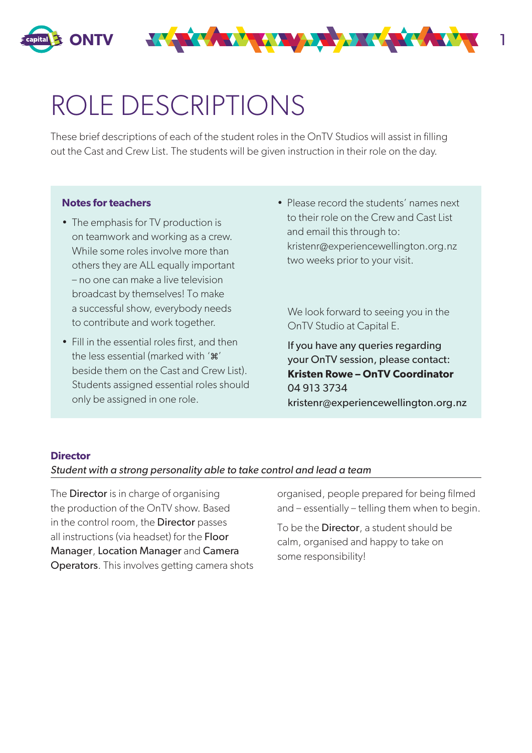# ROLE DESCRIPTIONS

These brief descriptions of each of the student roles in the OnTV Studios will assist in filling out the Cast and Crew List. The students will be given instruction in their role on the day.

**Notes for teachers**

- The emphasis for TV production is on teamwork and working as a crew. While some roles involve more than others they are ALL equally important – no one can make a live television broadcast by themselves! To make a successful show, everybody needs to contribute and work together.
- Fill in the essential roles first, and then the less essential (marked with '⌘' beside them on the Cast and Crew List). Students assigned essential roles should only be assigned in one role.
- Please record the students' names next to their role on the Crew and Cast List and email this through to: kristenr@experiencewellington.org.nz two weeks prior to your visit.

We look forward to seeing you in the OnTV Studio at Capital E.

If you have any queries regarding your OnTV session, please contact:
**Kristen Rowe – OnTV Coordinator**
04 913 3734
kristenr@experiencewellington.org.nz

## Director

*Student with a strong personality able to take control and lead a team*

The Director is in charge of organising the production of the OnTV show. Based in the control room, the Director passes all instructions (via headset) for the Floor Manager, Location Manager and Camera Operators. This involves getting camera shots organised, people prepared for being filmed and – essentially – telling them when to begin.

To be the Director, a student should be calm, organised and happy to take on some responsibility!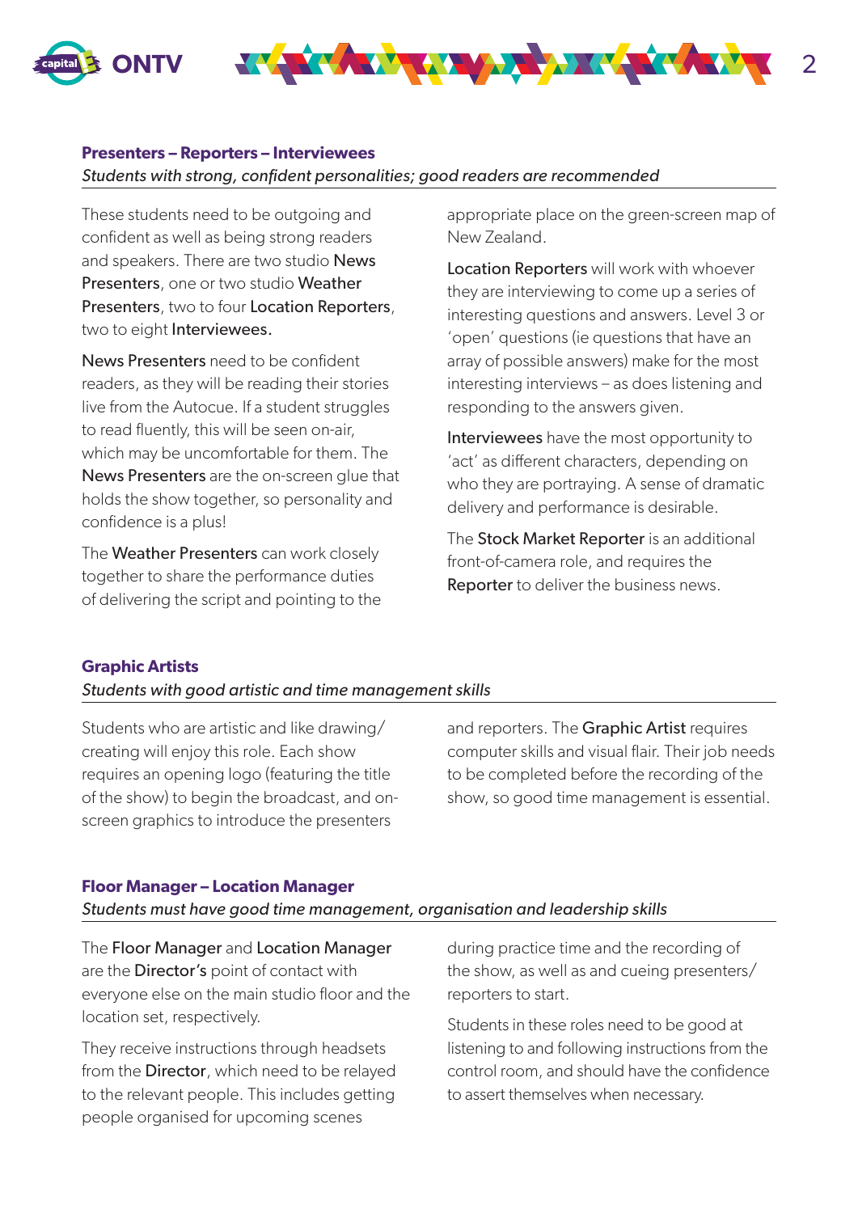## Presenters – Reporters – Interviewees

*Students with strong, confident personalities; good readers are recommended*

These students need to be outgoing and confident as well as being strong readers and speakers. There are two studio News Presenters, one or two studio Weather Presenters, two to four Location Reporters, two to eight Interviewees.

News Presenters need to be confident readers, as they will be reading their stories live from the Autocue. If a student struggles to read fluently, this will be seen on-air, which may be uncomfortable for them. The News Presenters are the on-screen glue that holds the show together, so personality and confidence is a plus!

The Weather Presenters can work closely together to share the performance duties of delivering the script and pointing to the appropriate place on the green-screen map of New Zealand.

Location Reporters will work with whoever they are interviewing to come up a series of interesting questions and answers. Level 3 or 'open' questions (ie questions that have an array of possible answers) make for the most interesting interviews – as does listening and responding to the answers given.

Interviewees have the most opportunity to 'act' as different characters, depending on who they are portraying. A sense of dramatic delivery and performance is desirable.

The Stock Market Reporter is an additional front-of-camera role, and requires the Reporter to deliver the business news.

## Graphic Artists

*Students with good artistic and time management skills*

Students who are artistic and like drawing/creating will enjoy this role. Each show requires an opening logo (featuring the title of the show) to begin the broadcast, and on-screen graphics to introduce the presenters and reporters. The Graphic Artist requires computer skills and visual flair. Their job needs to be completed before the recording of the show, so good time management is essential.

## Floor Manager – Location Manager

*Students must have good time management, organisation and leadership skills*

The Floor Manager and Location Manager are the Director's point of contact with everyone else on the main studio floor and the location set, respectively.

They receive instructions through headsets from the Director, which need to be relayed to the relevant people. This includes getting people organised for upcoming scenes during practice time and the recording of the show, as well as and cueing presenters/reporters to start.

Students in these roles need to be good at listening to and following instructions from the control room, and should have the confidence to assert themselves when necessary.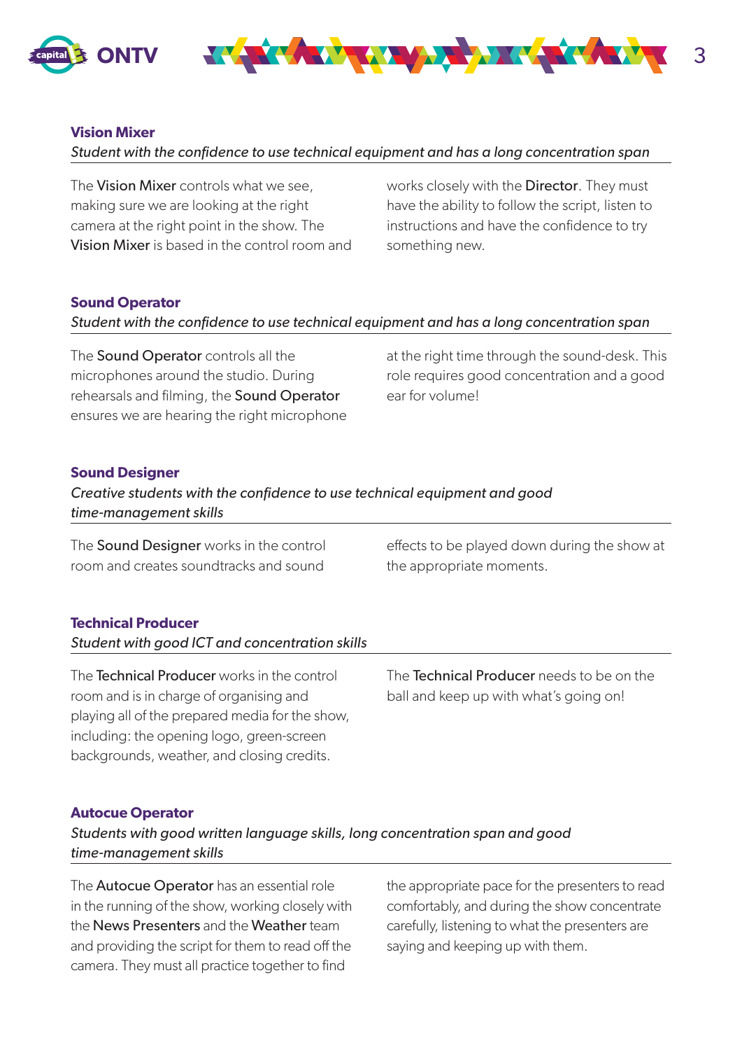### Vision Mixer

*Student with the confidence to use technical equipment and has a long concentration span*

The Vision Mixer controls what we see, making sure we are looking at the right camera at the right point in the show. The Vision Mixer is based in the control room and works closely with the Director. They must have the ability to follow the script, listen to instructions and have the confidence to try something new.

### Sound Operator

*Student with the confidence to use technical equipment and has a long concentration span*

The Sound Operator controls all the microphones around the studio. During rehearsals and filming, the Sound Operator ensures we are hearing the right microphone at the right time through the sound-desk. This role requires good concentration and a good ear for volume!

### Sound Designer

*Creative students with the confidence to use technical equipment and good time-management skills*

The Sound Designer works in the control room and creates soundtracks and sound effects to be played down during the show at the appropriate moments.

### Technical Producer

*Student with good ICT and concentration skills*

The Technical Producer works in the control room and is in charge of organising and playing all of the prepared media for the show, including: the opening logo, green-screen backgrounds, weather, and closing credits.

The Technical Producer needs to be on the ball and keep up with what's going on!

### Autocue Operator

*Students with good written language skills, long concentration span and good time-management skills*

The Autocue Operator has an essential role in the running of the show, working closely with the News Presenters and the Weather team and providing the script for them to read off the camera. They must all practice together to find the appropriate pace for the presenters to read comfortably, and during the show concentrate carefully, listening to what the presenters are saying and keeping up with them.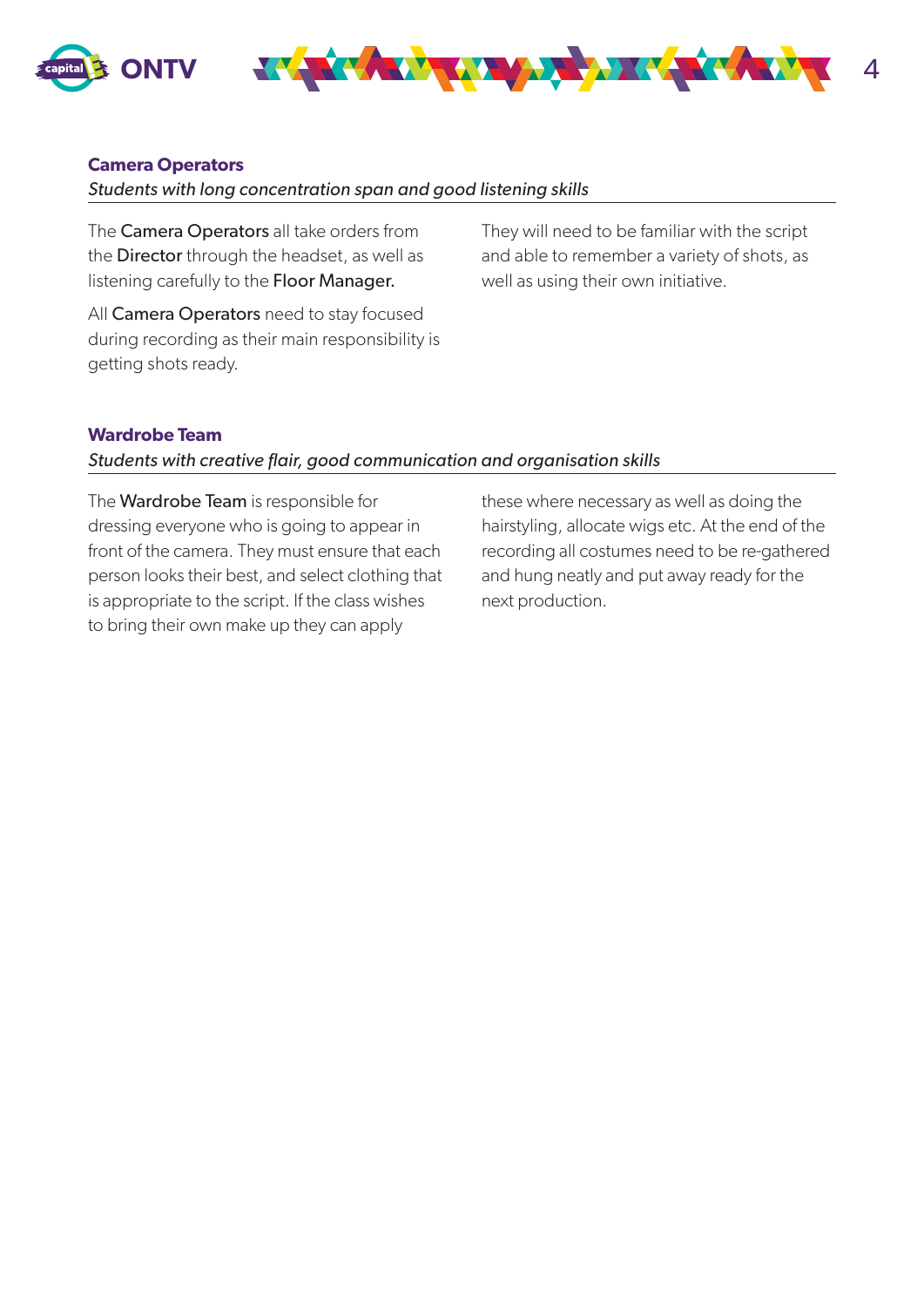### Camera Operators

*Students with long concentration span and good listening skills*

The Camera Operators all take orders from the Director through the headset, as well as listening carefully to the Floor Manager.

All Camera Operators need to stay focused during recording as their main responsibility is getting shots ready.

They will need to be familiar with the script and able to remember a variety of shots, as well as using their own initiative.

### Wardrobe Team

*Students with creative flair, good communication and organisation skills*

The Wardrobe Team is responsible for dressing everyone who is going to appear in front of the camera. They must ensure that each person looks their best, and select clothing that is appropriate to the script. If the class wishes to bring their own make up they can apply these where necessary as well as doing the hairstyling, allocate wigs etc. At the end of the recording all costumes need to be re-gathered and hung neatly and put away ready for the next production.